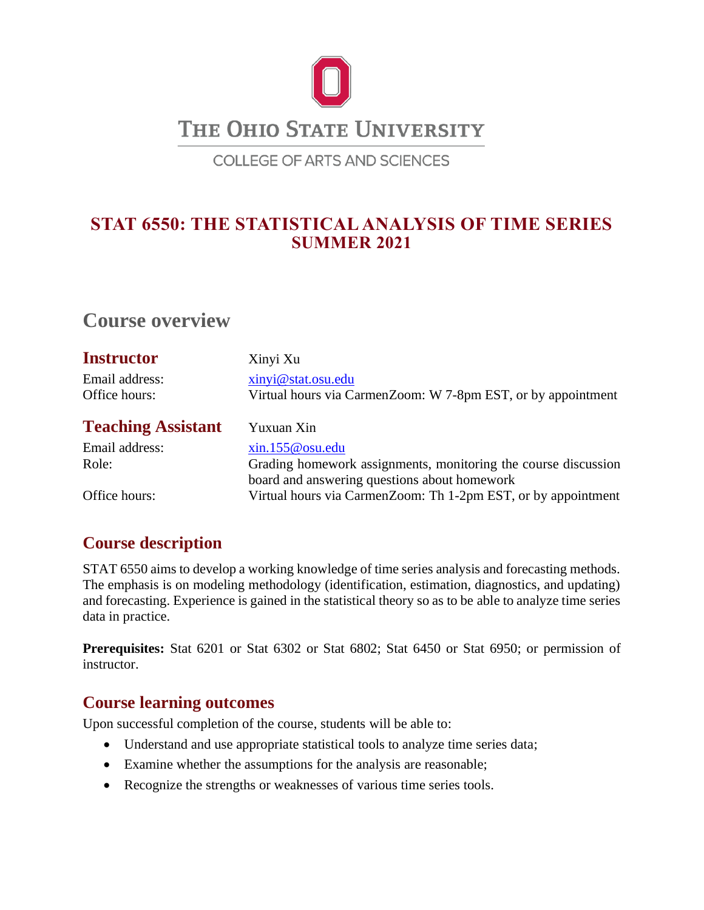THE OHIO STATE UNIVERSITY

COLLEGE OF ARTS AND SCIENCES

# STAT 6550: THE STATISTICAL ANALYSIS OF TIME SERIES SUMMER 2021

## Course overview

### Instructor

Xinyi Xu

Email address: xinyi@stat.osu.edu

Office hours: Virtual hours via CarmenZoom: W 7-8pm EST, or by appointment

### Teaching Assistant

Yuxuan Xin

Email address: xin.155@osu.edu

Role: Grading homework assignments, monitoring the course discussion board and answering questions about homework

Office hours: Virtual hours via CarmenZoom: Th 1-2pm EST, or by appointment

### Course description

STAT 6550 aims to develop a working knowledge of time series analysis and forecasting methods. The emphasis is on modeling methodology (identification, estimation, diagnostics, and updating) and forecasting. Experience is gained in the statistical theory so as to be able to analyze time series data in practice.

**Prerequisites:** Stat 6201 or Stat 6302 or Stat 6802; Stat 6450 or Stat 6950; or permission of instructor.

### Course learning outcomes

Upon successful completion of the course, students will be able to:

- Understand and use appropriate statistical tools to analyze time series data;
- Examine whether the assumptions for the analysis are reasonable;
- Recognize the strengths or weaknesses of various time series tools.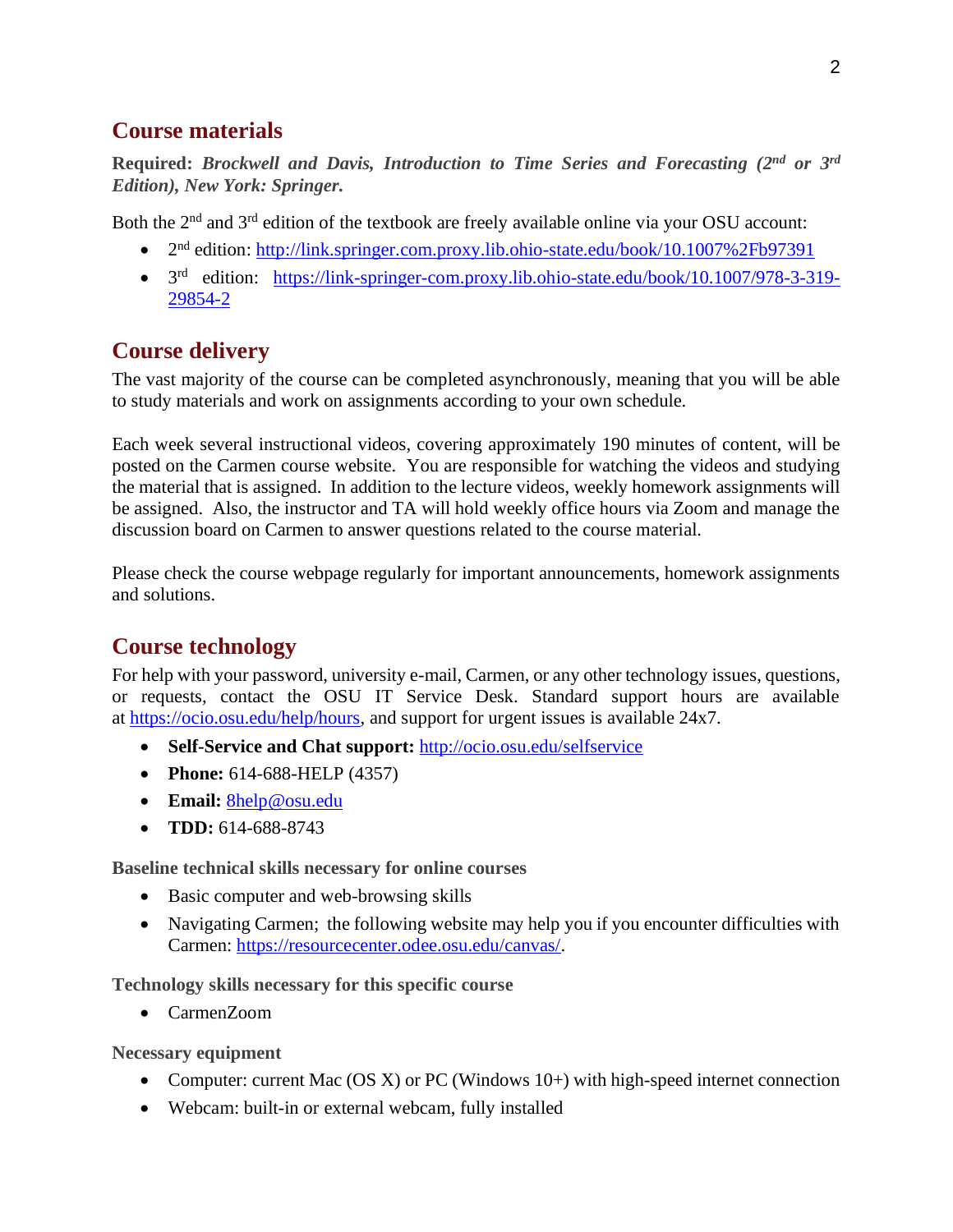## Course materials

**Required:** ***Brockwell and Davis, Introduction to Time Series and Forecasting (2nd or 3rd Edition), New York: Springer.***

Both the 2nd and 3rd edition of the textbook are freely available online via your OSU account:

- 2nd edition: http://link.springer.com.proxy.lib.ohio-state.edu/book/10.1007%2Fb97391
- 3rd edition: https://link-springer-com.proxy.lib.ohio-state.edu/book/10.1007/978-3-319-29854-2

## Course delivery

The vast majority of the course can be completed asynchronously, meaning that you will be able to study materials and work on assignments according to your own schedule.

Each week several instructional videos, covering approximately 190 minutes of content, will be posted on the Carmen course website. You are responsible for watching the videos and studying the material that is assigned. In addition to the lecture videos, weekly homework assignments will be assigned. Also, the instructor and TA will hold weekly office hours via Zoom and manage the discussion board on Carmen to answer questions related to the course material.

Please check the course webpage regularly for important announcements, homework assignments and solutions.

## Course technology

For help with your password, university e-mail, Carmen, or any other technology issues, questions, or requests, contact the OSU IT Service Desk. Standard support hours are available at https://ocio.osu.edu/help/hours, and support for urgent issues is available 24x7.

- **Self-Service and Chat support:** http://ocio.osu.edu/selfservice
- **Phone:** 614-688-HELP (4357)
- **Email:** 8help@osu.edu
- **TDD:** 614-688-8743

#### Baseline technical skills necessary for online courses

- Basic computer and web-browsing skills
- Navigating Carmen; the following website may help you if you encounter difficulties with Carmen: https://resourcecenter.odee.osu.edu/canvas/.

#### Technology skills necessary for this specific course

- CarmenZoom

#### Necessary equipment

- Computer: current Mac (OS X) or PC (Windows 10+) with high-speed internet connection
- Webcam: built-in or external webcam, fully installed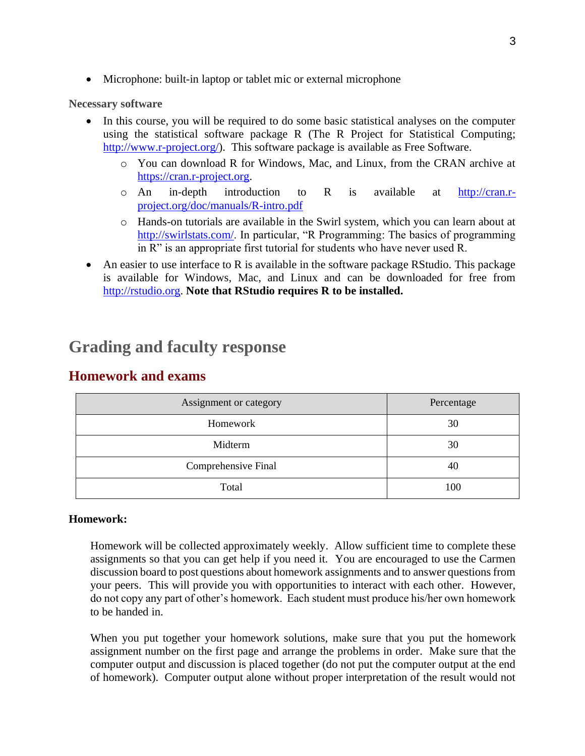- Microphone: built-in laptop or tablet mic or external microphone

**Necessary software**

- In this course, you will be required to do some basic statistical analyses on the computer using the statistical software package R (The R Project for Statistical Computing; http://www.r-project.org/). This software package is available as Free Software.
  - You can download R for Windows, Mac, and Linux, from the CRAN archive at https://cran.r-project.org.
  - An in-depth introduction to R is available at http://cran.r-project.org/doc/manuals/R-intro.pdf
  - Hands-on tutorials are available in the Swirl system, which you can learn about at http://swirlstats.com/. In particular, "R Programming: The basics of programming in R" is an appropriate first tutorial for students who have never used R.
- An easier to use interface to R is available in the software package RStudio. This package is available for Windows, Mac, and Linux and can be downloaded for free from http://rstudio.org. **Note that RStudio requires R to be installed.**

# Grading and faculty response

## Homework and exams

| Assignment or category | Percentage |
|---|---|
| Homework | 30 |
| Midterm | 30 |
| Comprehensive Final | 40 |
| Total | 100 |

**Homework:**

Homework will be collected approximately weekly. Allow sufficient time to complete these assignments so that you can get help if you need it. You are encouraged to use the Carmen discussion board to post questions about homework assignments and to answer questions from your peers. This will provide you with opportunities to interact with each other. However, do not copy any part of other's homework. Each student must produce his/her own homework to be handed in.

When you put together your homework solutions, make sure that you put the homework assignment number on the first page and arrange the problems in order. Make sure that the computer output and discussion is placed together (do not put the computer output at the end of homework). Computer output alone without proper interpretation of the result would not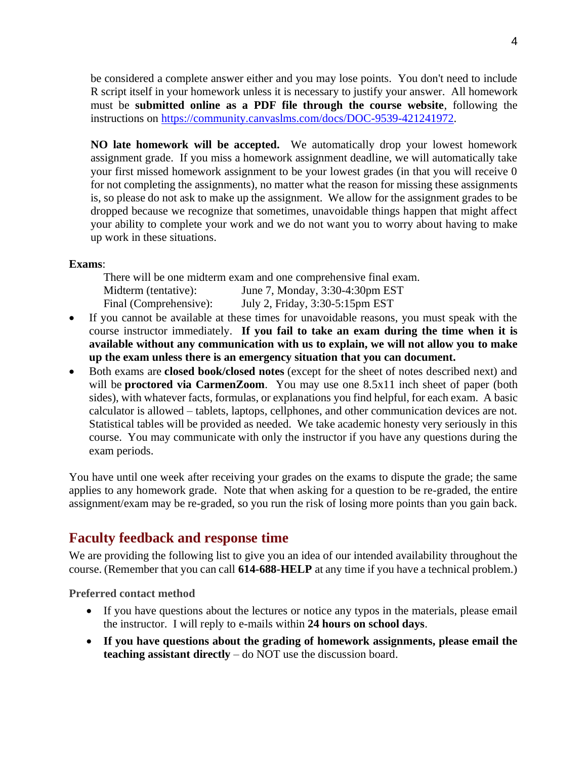be considered a complete answer either and you may lose points. You don't need to include R script itself in your homework unless it is necessary to justify your answer. All homework must be **submitted online as a PDF file through the course website**, following the instructions on https://community.canvaslms.com/docs/DOC-9539-421241972.

**NO late homework will be accepted.** We automatically drop your lowest homework assignment grade. If you miss a homework assignment deadline, we will automatically take your first missed homework assignment to be your lowest grades (in that you will receive 0 for not completing the assignments), no matter what the reason for missing these assignments is, so please do not ask to make up the assignment. We allow for the assignment grades to be dropped because we recognize that sometimes, unavoidable things happen that might affect your ability to complete your work and we do not want you to worry about having to make up work in these situations.

**Exams**:

There will be one midterm exam and one comprehensive final exam.

| | |
|---|---|
| Midterm (tentative): | June 7, Monday, 3:30-4:30pm EST |
| Final (Comprehensive): | July 2, Friday, 3:30-5:15pm EST |

- If you cannot be available at these times for unavoidable reasons, you must speak with the course instructor immediately. **If you fail to take an exam during the time when it is available without any communication with us to explain, we will not allow you to make up the exam unless there is an emergency situation that you can document.**
- Both exams are **closed book/closed notes** (except for the sheet of notes described next) and will be **proctored via CarmenZoom**. You may use one 8.5x11 inch sheet of paper (both sides), with whatever facts, formulas, or explanations you find helpful, for each exam. A basic calculator is allowed – tablets, laptops, cellphones, and other communication devices are not. Statistical tables will be provided as needed. We take academic honesty very seriously in this course. You may communicate with only the instructor if you have any questions during the exam periods.

You have until one week after receiving your grades on the exams to dispute the grade; the same applies to any homework grade. Note that when asking for a question to be re-graded, the entire assignment/exam may be re-graded, so you run the risk of losing more points than you gain back.

## Faculty feedback and response time

We are providing the following list to give you an idea of our intended availability throughout the course. (Remember that you can call **614-688-HELP** at any time if you have a technical problem.)

### Preferred contact method

- If you have questions about the lectures or notice any typos in the materials, please email the instructor. I will reply to e-mails within **24 hours on school days**.
- **If you have questions about the grading of homework assignments, please email the teaching assistant directly** – do NOT use the discussion board.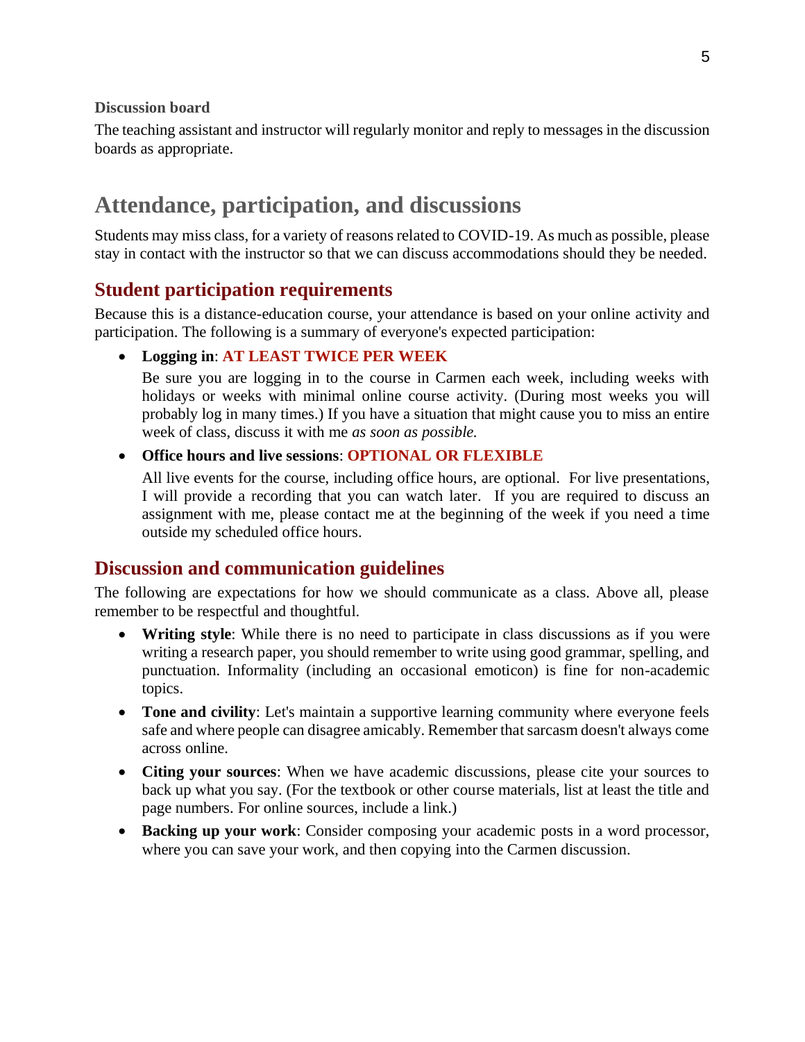**Discussion board**

The teaching assistant and instructor will regularly monitor and reply to messages in the discussion boards as appropriate.

# Attendance, participation, and discussions

Students may miss class, for a variety of reasons related to COVID-19. As much as possible, please stay in contact with the instructor so that we can discuss accommodations should they be needed.

## Student participation requirements

Because this is a distance-education course, your attendance is based on your online activity and participation. The following is a summary of everyone's expected participation:

- **Logging in**: **AT LEAST TWICE PER WEEK**

  Be sure you are logging in to the course in Carmen each week, including weeks with holidays or weeks with minimal online course activity. (During most weeks you will probably log in many times.) If you have a situation that might cause you to miss an entire week of class, discuss it with me *as soon as possible.*

- **Office hours and live sessions**: **OPTIONAL OR FLEXIBLE**

  All live events for the course, including office hours, are optional. For live presentations, I will provide a recording that you can watch later. If you are required to discuss an assignment with me, please contact me at the beginning of the week if you need a time outside my scheduled office hours.

## Discussion and communication guidelines

The following are expectations for how we should communicate as a class. Above all, please remember to be respectful and thoughtful.

- **Writing style**: While there is no need to participate in class discussions as if you were writing a research paper, you should remember to write using good grammar, spelling, and punctuation. Informality (including an occasional emoticon) is fine for non-academic topics.
- **Tone and civility**: Let's maintain a supportive learning community where everyone feels safe and where people can disagree amicably. Remember that sarcasm doesn't always come across online.
- **Citing your sources**: When we have academic discussions, please cite your sources to back up what you say. (For the textbook or other course materials, list at least the title and page numbers. For online sources, include a link.)
- **Backing up your work**: Consider composing your academic posts in a word processor, where you can save your work, and then copying into the Carmen discussion.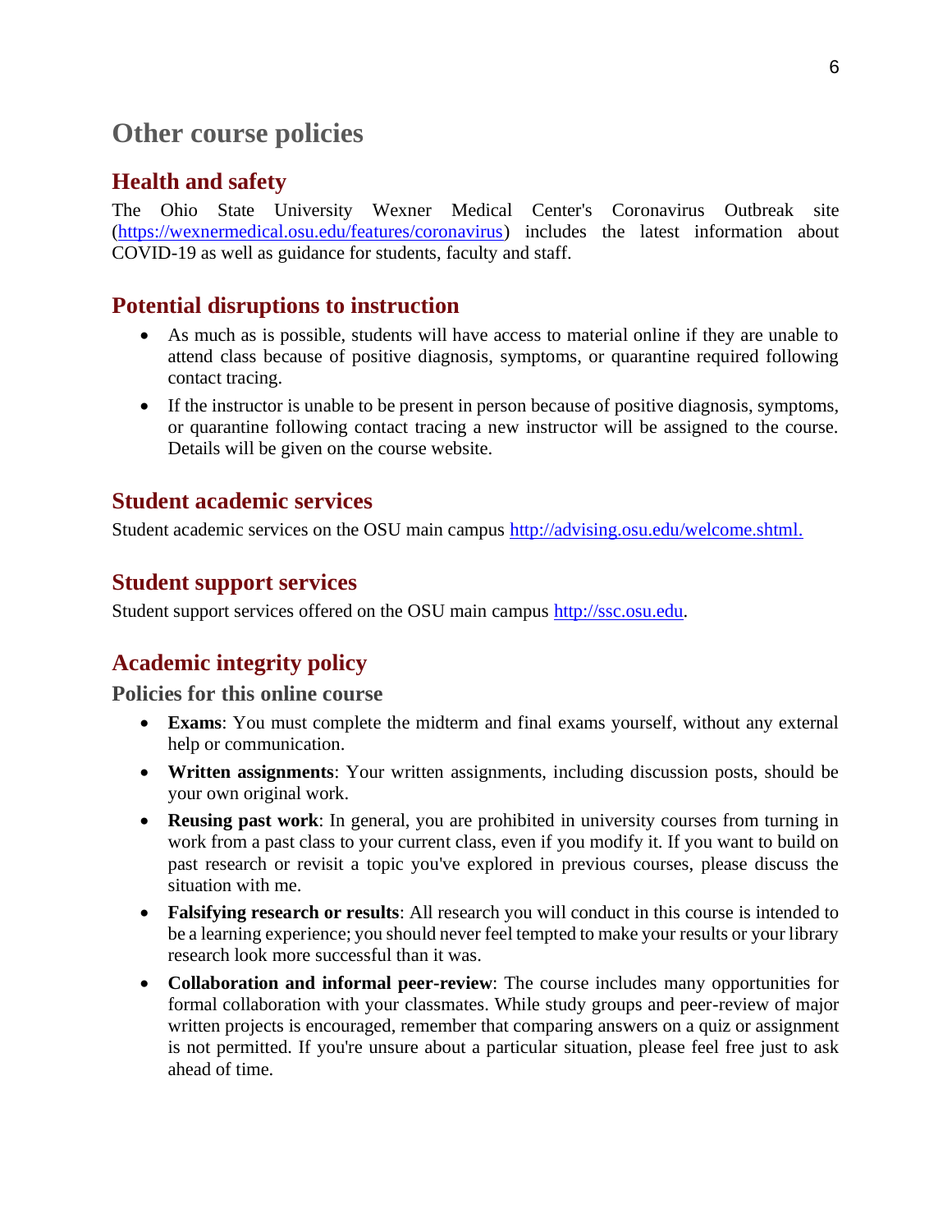# Other course policies

## Health and safety

The Ohio State University Wexner Medical Center's Coronavirus Outbreak site (https://wexnermedical.osu.edu/features/coronavirus) includes the latest information about COVID-19 as well as guidance for students, faculty and staff.

## Potential disruptions to instruction

- As much as is possible, students will have access to material online if they are unable to attend class because of positive diagnosis, symptoms, or quarantine required following contact tracing.
- If the instructor is unable to be present in person because of positive diagnosis, symptoms, or quarantine following contact tracing a new instructor will be assigned to the course. Details will be given on the course website.

## Student academic services

Student academic services on the OSU main campus http://advising.osu.edu/welcome.shtml.

## Student support services

Student support services offered on the OSU main campus http://ssc.osu.edu.

## Academic integrity policy

### Policies for this online course

- **Exams**: You must complete the midterm and final exams yourself, without any external help or communication.
- **Written assignments**: Your written assignments, including discussion posts, should be your own original work.
- **Reusing past work**: In general, you are prohibited in university courses from turning in work from a past class to your current class, even if you modify it. If you want to build on past research or revisit a topic you've explored in previous courses, please discuss the situation with me.
- **Falsifying research or results**: All research you will conduct in this course is intended to be a learning experience; you should never feel tempted to make your results or your library research look more successful than it was.
- **Collaboration and informal peer-review**: The course includes many opportunities for formal collaboration with your classmates. While study groups and peer-review of major written projects is encouraged, remember that comparing answers on a quiz or assignment is not permitted. If you're unsure about a particular situation, please feel free just to ask ahead of time.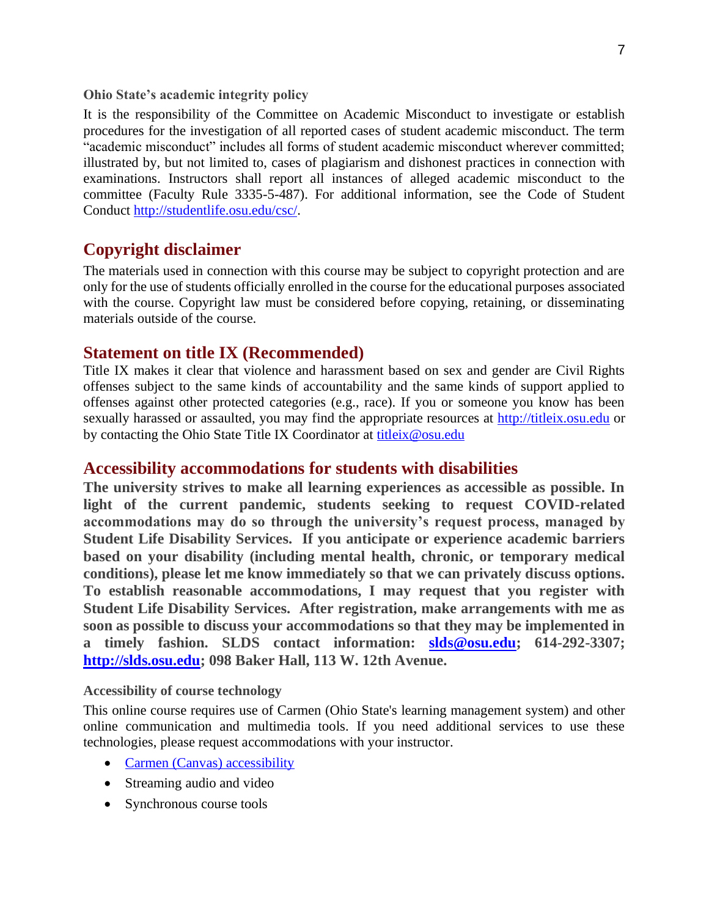### Ohio State's academic integrity policy

It is the responsibility of the Committee on Academic Misconduct to investigate or establish procedures for the investigation of all reported cases of student academic misconduct. The term "academic misconduct" includes all forms of student academic misconduct wherever committed; illustrated by, but not limited to, cases of plagiarism and dishonest practices in connection with examinations. Instructors shall report all instances of alleged academic misconduct to the committee (Faculty Rule 3335-5-487). For additional information, see the Code of Student Conduct http://studentlife.osu.edu/csc/.

## Copyright disclaimer

The materials used in connection with this course may be subject to copyright protection and are only for the use of students officially enrolled in the course for the educational purposes associated with the course. Copyright law must be considered before copying, retaining, or disseminating materials outside of the course.

## Statement on title IX (Recommended)

Title IX makes it clear that violence and harassment based on sex and gender are Civil Rights offenses subject to the same kinds of accountability and the same kinds of support applied to offenses against other protected categories (e.g., race). If you or someone you know has been sexually harassed or assaulted, you may find the appropriate resources at http://titleix.osu.edu or by contacting the Ohio State Title IX Coordinator at titleix@osu.edu

## Accessibility accommodations for students with disabilities

**The university strives to make all learning experiences as accessible as possible. In light of the current pandemic, students seeking to request COVID-related accommodations may do so through the university's request process, managed by Student Life Disability Services. If you anticipate or experience academic barriers based on your disability (including mental health, chronic, or temporary medical conditions), please let me know immediately so that we can privately discuss options. To establish reasonable accommodations, I may request that you register with Student Life Disability Services. After registration, make arrangements with me as soon as possible to discuss your accommodations so that they may be implemented in a timely fashion. SLDS contact information: slds@osu.edu; 614-292-3307; http://slds.osu.edu; 098 Baker Hall, 113 W. 12th Avenue.**

### Accessibility of course technology

This online course requires use of Carmen (Ohio State's learning management system) and other online communication and multimedia tools. If you need additional services to use these technologies, please request accommodations with your instructor.

- Carmen (Canvas) accessibility
- Streaming audio and video
- Synchronous course tools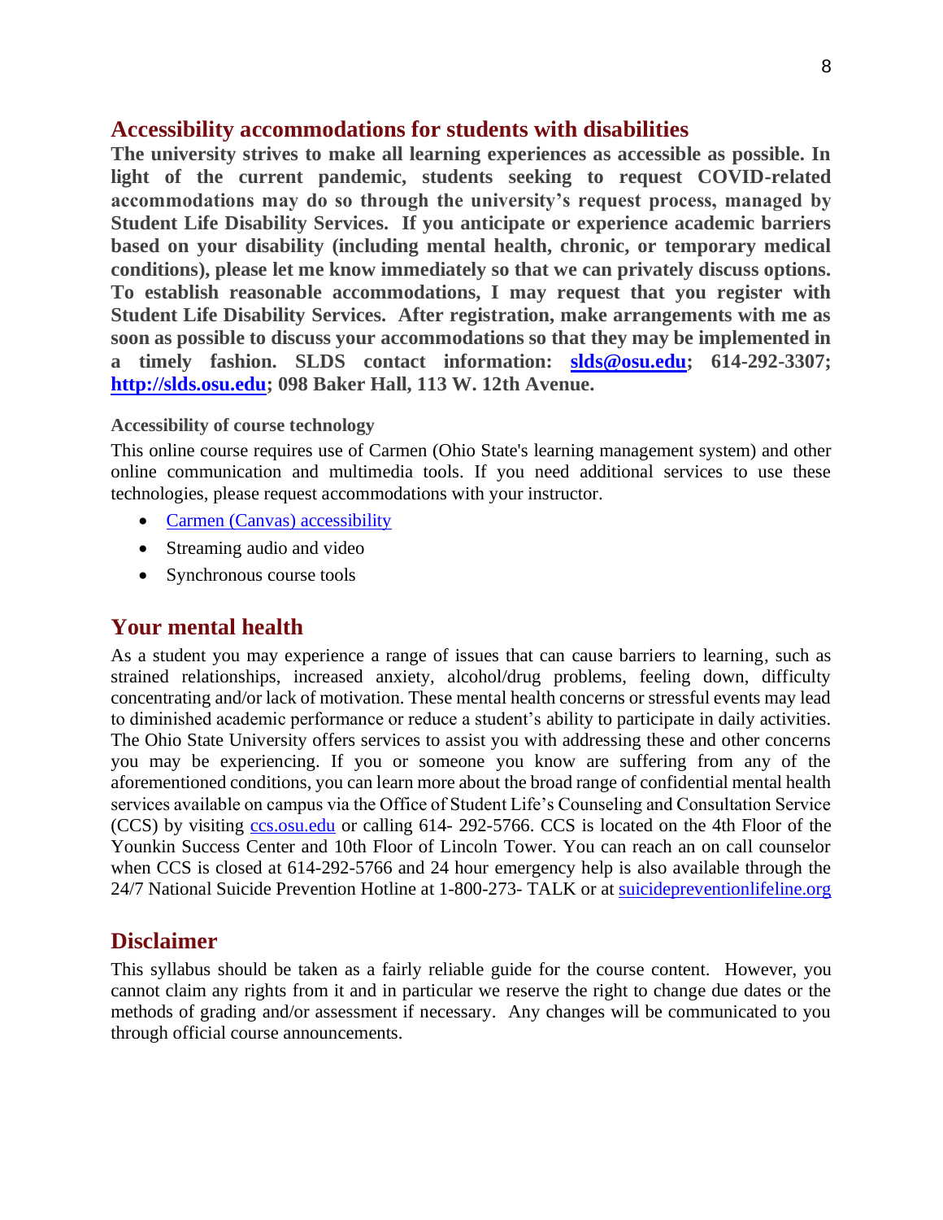## Accessibility accommodations for students with disabilities

**The university strives to make all learning experiences as accessible as possible. In light of the current pandemic, students seeking to request COVID-related accommodations may do so through the university's request process, managed by Student Life Disability Services. If you anticipate or experience academic barriers based on your disability (including mental health, chronic, or temporary medical conditions), please let me know immediately so that we can privately discuss options. To establish reasonable accommodations, I may request that you register with Student Life Disability Services. After registration, make arrangements with me as soon as possible to discuss your accommodations so that they may be implemented in a timely fashion. SLDS contact information: [slds@osu.edu](mailto:slds@osu.edu); 614-292-3307; [http://slds.osu.edu](http://slds.osu.edu); 098 Baker Hall, 113 W. 12th Avenue.**

#### Accessibility of course technology

This online course requires use of Carmen (Ohio State's learning management system) and other online communication and multimedia tools. If you need additional services to use these technologies, please request accommodations with your instructor.

- Carmen (Canvas) accessibility
- Streaming audio and video
- Synchronous course tools

## Your mental health

As a student you may experience a range of issues that can cause barriers to learning, such as strained relationships, increased anxiety, alcohol/drug problems, feeling down, difficulty concentrating and/or lack of motivation. These mental health concerns or stressful events may lead to diminished academic performance or reduce a student's ability to participate in daily activities. The Ohio State University offers services to assist you with addressing these and other concerns you may be experiencing. If you or someone you know are suffering from any of the aforementioned conditions, you can learn more about the broad range of confidential mental health services available on campus via the Office of Student Life's Counseling and Consultation Service (CCS) by visiting ccs.osu.edu or calling 614- 292-5766. CCS is located on the 4th Floor of the Younkin Success Center and 10th Floor of Lincoln Tower. You can reach an on call counselor when CCS is closed at 614-292-5766 and 24 hour emergency help is also available through the 24/7 National Suicide Prevention Hotline at 1-800-273- TALK or at suicidepreventionlifeline.org

## Disclaimer

This syllabus should be taken as a fairly reliable guide for the course content. However, you cannot claim any rights from it and in particular we reserve the right to change due dates or the methods of grading and/or assessment if necessary. Any changes will be communicated to you through official course announcements.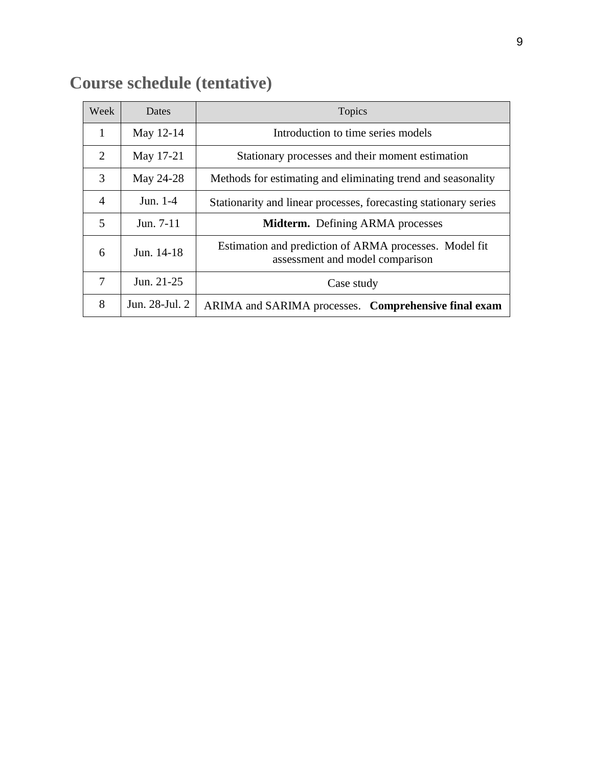## Course schedule (tentative)

| Week | Dates | Topics |
|---|---|---|
| 1 | May 12-14 | Introduction to time series models |
| 2 | May 17-21 | Stationary processes and their moment estimation |
| 3 | May 24-28 | Methods for estimating and eliminating trend and seasonality |
| 4 | Jun. 1-4 | Stationarity and linear processes, forecasting stationary series |
| 5 | Jun. 7-11 | **Midterm.** Defining ARMA processes |
| 6 | Jun. 14-18 | Estimation and prediction of ARMA processes. Model fit assessment and model comparison |
| 7 | Jun. 21-25 | Case study |
| 8 | Jun. 28-Jul. 2 | ARIMA and SARIMA processes. **Comprehensive final exam** |